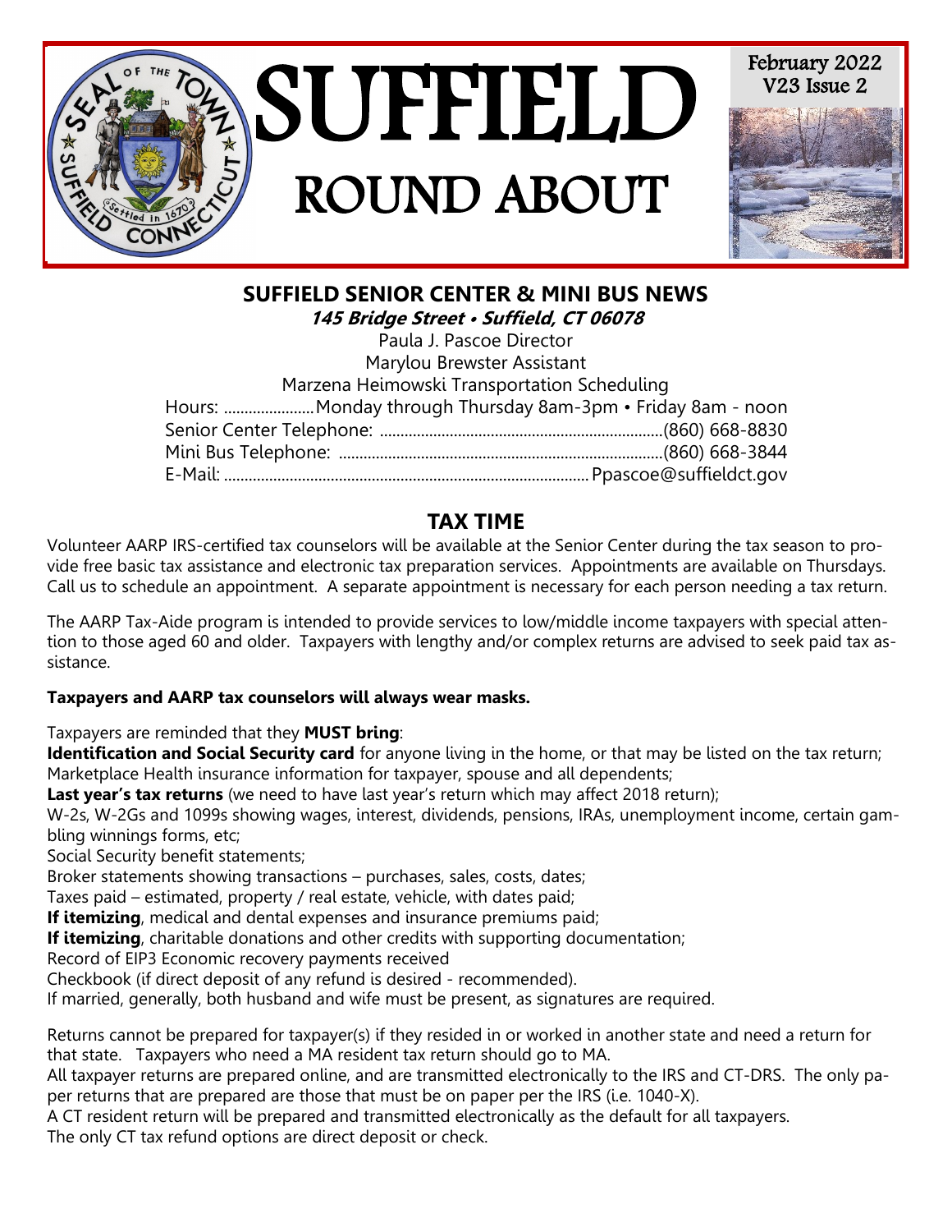# SUFFIELD ROUND ABOUT

February 2022
V23 Issue 2

## SUFFIELD SENIOR CENTER & MINI BUS NEWS

***145 Bridge Street • Suffield, CT 06078***

Paula J. Pascoe Director
Marylou Brewster Assistant
Marzena Heimowski Transportation Scheduling

Hours: ...................... Monday through Thursday 8am-3pm • Friday 8am - noon
Senior Center Telephone: ....................................................................(860) 668-8830
Mini Bus Telephone: ..............................................................................(860) 668-3844
E-Mail: ........................................................................................ Ppascoe@suffieldct.gov

## TAX TIME

Volunteer AARP IRS-certified tax counselors will be available at the Senior Center during the tax season to provide free basic tax assistance and electronic tax preparation services. Appointments are available on Thursdays. Call us to schedule an appointment. A separate appointment is necessary for each person needing a tax return.

The AARP Tax-Aide program is intended to provide services to low/middle income taxpayers with special attention to those aged 60 and older. Taxpayers with lengthy and/or complex returns are advised to seek paid tax assistance.

**Taxpayers and AARP tax counselors will always wear masks.**

Taxpayers are reminded that they **MUST bring**:
**Identification and Social Security card** for anyone living in the home, or that may be listed on the tax return;
Marketplace Health insurance information for taxpayer, spouse and all dependents;
**Last year's tax returns** (we need to have last year's return which may affect 2018 return);
W-2s, W-2Gs and 1099s showing wages, interest, dividends, pensions, IRAs, unemployment income, certain gambling winnings forms, etc;
Social Security benefit statements;
Broker statements showing transactions – purchases, sales, costs, dates;
Taxes paid – estimated, property / real estate, vehicle, with dates paid;
**If itemizing**, medical and dental expenses and insurance premiums paid;
**If itemizing**, charitable donations and other credits with supporting documentation;
Record of EIP3 Economic recovery payments received
Checkbook (if direct deposit of any refund is desired - recommended).
If married, generally, both husband and wife must be present, as signatures are required.

Returns cannot be prepared for taxpayer(s) if they resided in or worked in another state and need a return for that state. Taxpayers who need a MA resident tax return should go to MA.
All taxpayer returns are prepared online, and are transmitted electronically to the IRS and CT-DRS. The only paper returns that are prepared are those that must be on paper per the IRS (i.e. 1040-X).
A CT resident return will be prepared and transmitted electronically as the default for all taxpayers.
The only CT tax refund options are direct deposit or check.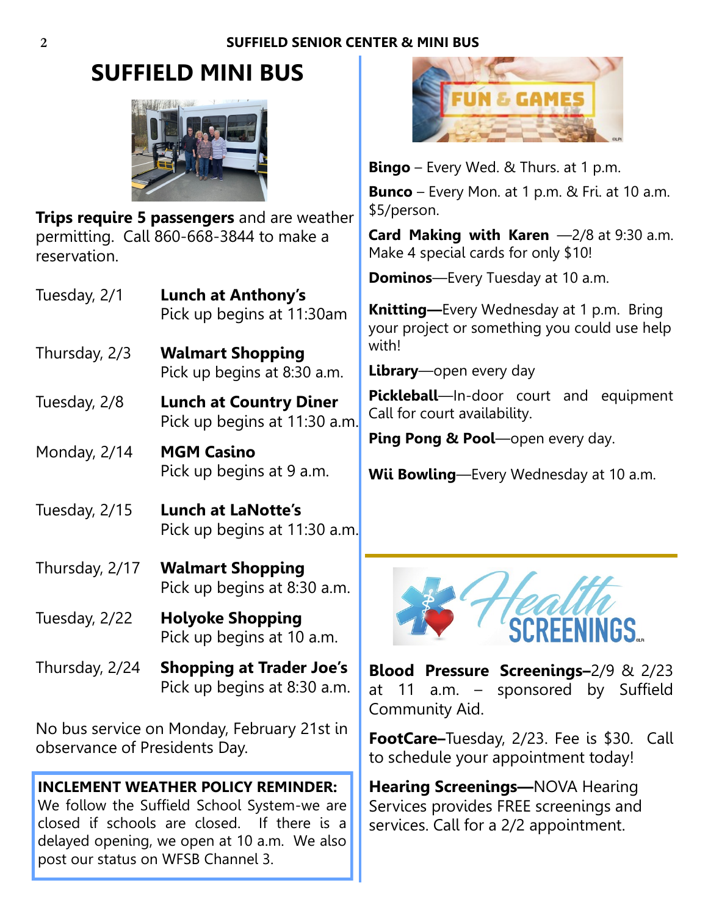# SUFFIELD MINI BUS

**Trips require 5 passengers** and are weather permitting. Call 860-668-3844 to make a reservation.

| | |
|---|---|
| Tuesday, 2/1 | **Lunch at Anthony's** Pick up begins at 11:30am |
| Thursday, 2/3 | **Walmart Shopping** Pick up begins at 8:30 a.m. |
| Tuesday, 2/8 | **Lunch at Country Diner** Pick up begins at 11:30 a.m. |
| Monday, 2/14 | **MGM Casino** Pick up begins at 9 a.m. |
| Tuesday, 2/15 | **Lunch at LaNotte's** Pick up begins at 11:30 a.m. |
| Thursday, 2/17 | **Walmart Shopping** Pick up begins at 8:30 a.m. |
| Tuesday, 2/22 | **Holyoke Shopping** Pick up begins at 10 a.m. |
| Thursday, 2/24 | **Shopping at Trader Joe's** Pick up begins at 8:30 a.m. |

No bus service on Monday, February 21st in observance of Presidents Day.

**INCLEMENT WEATHER POLICY REMINDER:** We follow the Suffield School System-we are closed if schools are closed. If there is a delayed opening, we open at 10 a.m. We also post our status on WFSB Channel 3.

## FUN & GAMES

**Bingo** – Every Wed. & Thurs. at 1 p.m.

**Bunco** – Every Mon. at 1 p.m. & Fri. at 10 a.m. $5/person.

**Card Making with Karen** —2/8 at 9:30 a.m. Make 4 special cards for only $10!

**Dominos**—Every Tuesday at 10 a.m.

**Knitting—**Every Wednesday at 1 p.m. Bring your project or something you could use help with!

**Library**—open every day

**Pickleball**—In-door court and equipment Call for court availability.

**Ping Pong & Pool**—open every day.

**Wii Bowling**—Every Wednesday at 10 a.m.

## Health SCREENINGS

**Blood Pressure Screenings–**2/9 & 2/23 at 11 a.m. – sponsored by Suffield Community Aid.

**FootCare–**Tuesday, 2/23. Fee is $30. Call to schedule your appointment today!

**Hearing Screenings—**NOVA Hearing Services provides FREE screenings and services. Call for a 2/2 appointment.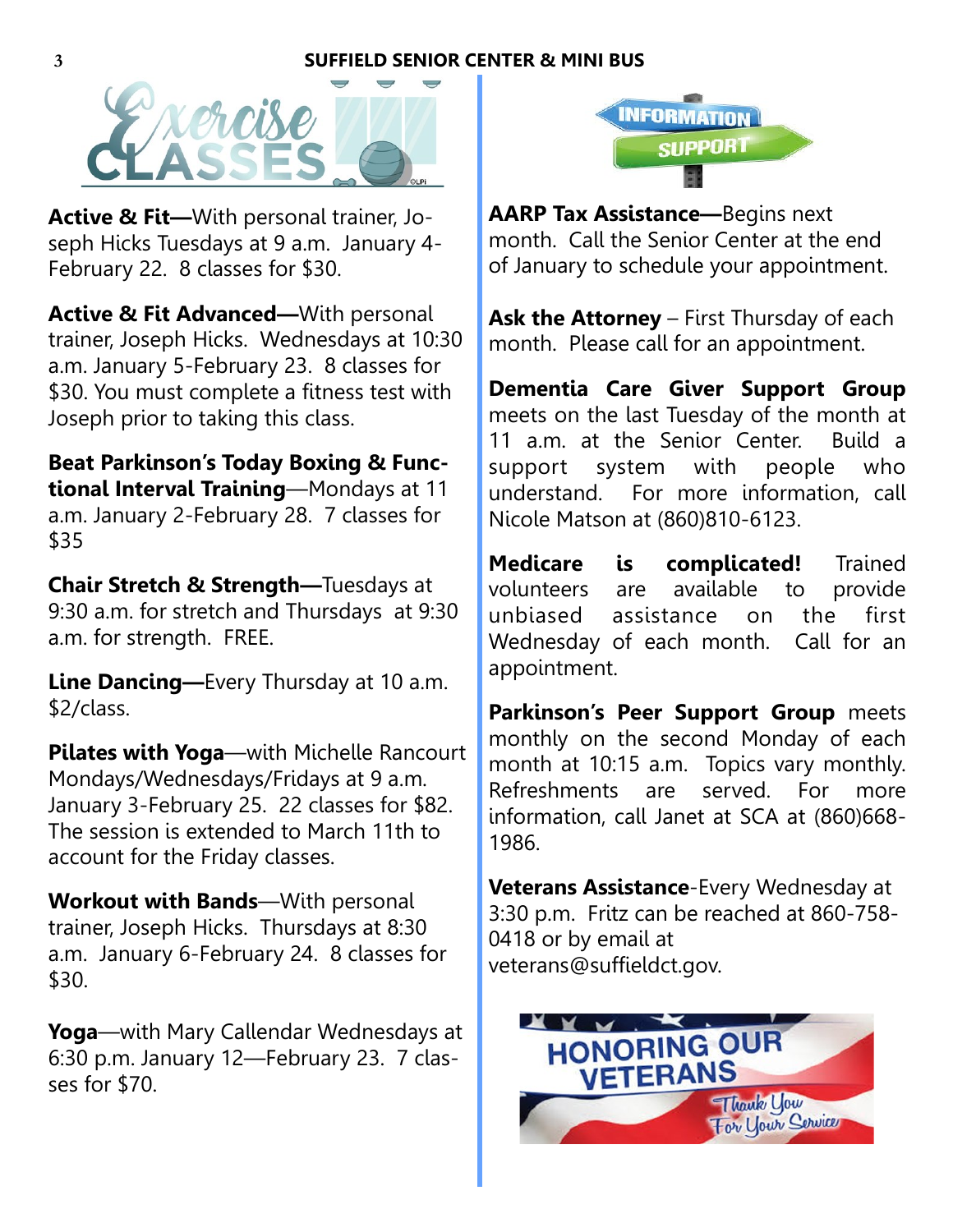# Exercise Classes

**Active & Fit—**With personal trainer, Joseph Hicks Tuesdays at 9 a.m. January 4-February 22. 8 classes for $30.

**Active & Fit Advanced—**With personal trainer, Joseph Hicks. Wednesdays at 10:30 a.m. January 5-February 23. 8 classes for $30. You must complete a fitness test with Joseph prior to taking this class.

**Beat Parkinson's Today Boxing & Functional Interval Training**—Mondays at 11 a.m. January 2-February 28. 7 classes for $35

**Chair Stretch & Strength—**Tuesdays at 9:30 a.m. for stretch and Thursdays at 9:30 a.m. for strength. FREE.

**Line Dancing—**Every Thursday at 10 a.m. $2/class.

**Pilates with Yoga**—with Michelle Rancourt Mondays/Wednesdays/Fridays at 9 a.m. January 3-February 25. 22 classes for $82. The session is extended to March 11th to account for the Friday classes.

**Workout with Bands**—With personal trainer, Joseph Hicks. Thursdays at 8:30 a.m. January 6-February 24. 8 classes for $30.

**Yoga**—with Mary Callendar Wednesdays at 6:30 p.m. January 12—February 23. 7 classes for $70.

# Information Support

**AARP Tax Assistance—**Begins next month. Call the Senior Center at the end of January to schedule your appointment.

**Ask the Attorney** – First Thursday of each month. Please call for an appointment.

**Dementia Care Giver Support Group** meets on the last Tuesday of the month at 11 a.m. at the Senior Center. Build a support system with people who understand. For more information, call Nicole Matson at (860)810-6123.

**Medicare is complicated!** Trained volunteers are available to provide unbiased assistance on the first Wednesday of each month. Call for an appointment.

**Parkinson's Peer Support Group** meets monthly on the second Monday of each month at 10:15 a.m. Topics vary monthly. Refreshments are served. For more information, call Janet at SCA at (860)668-1986.

**Veterans Assistance**-Every Wednesday at 3:30 p.m. Fritz can be reached at 860-758-0418 or by email at veterans@suffieldct.gov.

HONORING OUR VETERANS

Thank You For Your Service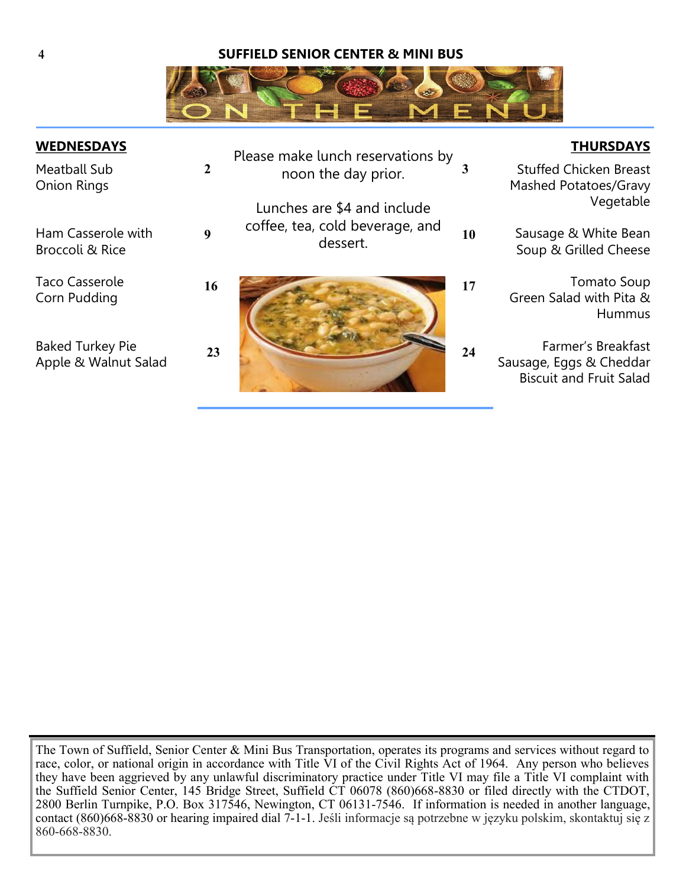## ON THE MENU

Please make lunch reservations by noon the day prior.

Lunches are $4 and include coffee, tea, cold beverage, and dessert.

| WEDNESDAYS | | | THURSDAYS |
|---|---|---|---|
| Meatball Sub<br>Onion Rings | 2 | 3 | Stuffed Chicken Breast<br>Mashed Potatoes/Gravy<br>Vegetable |
| Ham Casserole with Broccoli & Rice | 9 | 10 | Sausage & White Bean Soup & Grilled Cheese |
| Taco Casserole<br>Corn Pudding | 16 | 17 | Tomato Soup<br>Green Salad with Pita & Hummus |
| Baked Turkey Pie<br>Apple & Walnut Salad | 23 | 24 | Farmer's Breakfast<br>Sausage, Eggs & Cheddar Biscuit and Fruit Salad |

The Town of Suffield, Senior Center & Mini Bus Transportation, operates its programs and services without regard to race, color, or national origin in accordance with Title VI of the Civil Rights Act of 1964. Any person who believes they have been aggrieved by any unlawful discriminatory practice under Title VI may file a Title VI complaint with the Suffield Senior Center, 145 Bridge Street, Suffield CT 06078 (860)668-8830 or filed directly with the CTDOT, 2800 Berlin Turnpike, P.O. Box 317546, Newington, CT 06131-7546. If information is needed in another language, contact (860)668-8830 or hearing impaired dial 7-1-1. Jeśli informacje są potrzebne w języku polskim, skontaktuj się z 860-668-8830.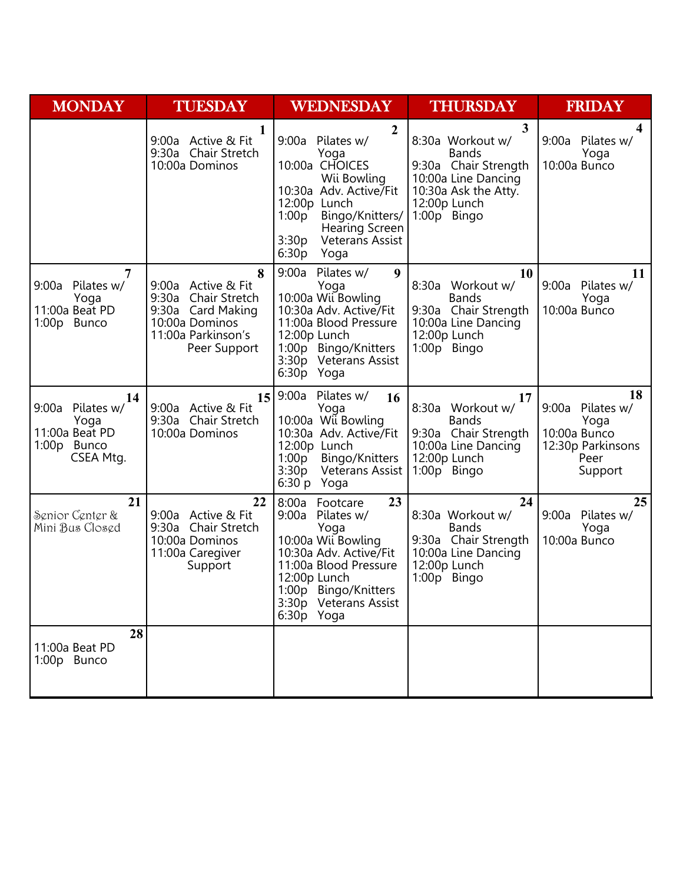| MONDAY | TUESDAY | WEDNESDAY | THURSDAY | FRIDAY |
|---|---|---|---|---|
| | **1**<br>9:00a Active & Fit<br>9:30a Chair Stretch<br>10:00a Dominos | **2**<br>9:00a Pilates w/ Yoga<br>10:00a CHOICES Wii Bowling<br>10:30a Adv. Active/Fit<br>12:00p Lunch<br>1:00p Bingo/Knitters/ Hearing Screen<br>3:30p Veterans Assist<br>6:30p Yoga | **3**<br>8:30a Workout w/ Bands<br>9:30a Chair Strength<br>10:00a Line Dancing<br>10:30a Ask the Atty.<br>12:00p Lunch<br>1:00p Bingo | **4**<br>9:00a Pilates w/ Yoga<br>10:00a Bunco |
| **7**<br>9:00a Pilates w/ Yoga<br>11:00a Beat PD<br>1:00p Bunco | **8**<br>9:00a Active & Fit<br>9:30a Chair Stretch<br>9:30a Card Making<br>10:00a Dominos<br>11:00a Parkinson's Peer Support | **9**<br>9:00a Pilates w/ Yoga<br>10:00a Wii Bowling<br>10:30a Adv. Active/Fit<br>11:00a Blood Pressure<br>12:00p Lunch<br>1:00p Bingo/Knitters<br>3:30p Veterans Assist<br>6:30p Yoga | **10**<br>8:30a Workout w/ Bands<br>9:30a Chair Strength<br>10:00a Line Dancing<br>12:00p Lunch<br>1:00p Bingo | **11**<br>9:00a Pilates w/ Yoga<br>10:00a Bunco |
| **14**<br>9:00a Pilates w/ Yoga<br>11:00a Beat PD<br>1:00p Bunco<br>CSEA Mtg. | **15**<br>9:00a Active & Fit<br>9:30a Chair Stretch<br>10:00a Dominos | **16**<br>9:00a Pilates w/ Yoga<br>10:00a Wii Bowling<br>10:30a Adv. Active/Fit<br>12:00p Lunch<br>1:00p Bingo/Knitters<br>3:30p Veterans Assist<br>6:30 p Yoga | **17**<br>8:30a Workout w/ Bands<br>9:30a Chair Strength<br>10:00a Line Dancing<br>12:00p Lunch<br>1:00p Bingo | **18**<br>9:00a Pilates w/ Yoga<br>10:00a Bunco<br>12:30p Parkinsons Peer Support |
| **21**<br>Senior Center & Mini Bus Closed | **22**<br>9:00a Active & Fit<br>9:30a Chair Stretch<br>10:00a Dominos<br>11:00a Caregiver Support | **23**<br>8:00a Footcare<br>9:00a Pilates w/ Yoga<br>10:00a Wii Bowling<br>10:30a Adv. Active/Fit<br>11:00a Blood Pressure<br>12:00p Lunch<br>1:00p Bingo/Knitters<br>3:30p Veterans Assist<br>6:30p Yoga | **24**<br>8:30a Workout w/ Bands<br>9:30a Chair Strength<br>10:00a Line Dancing<br>12:00p Lunch<br>1:00p Bingo | **25**<br>9:00a Pilates w/ Yoga<br>10:00a Bunco |
| **28**<br>11:00a Beat PD<br>1:00p Bunco | | | | |